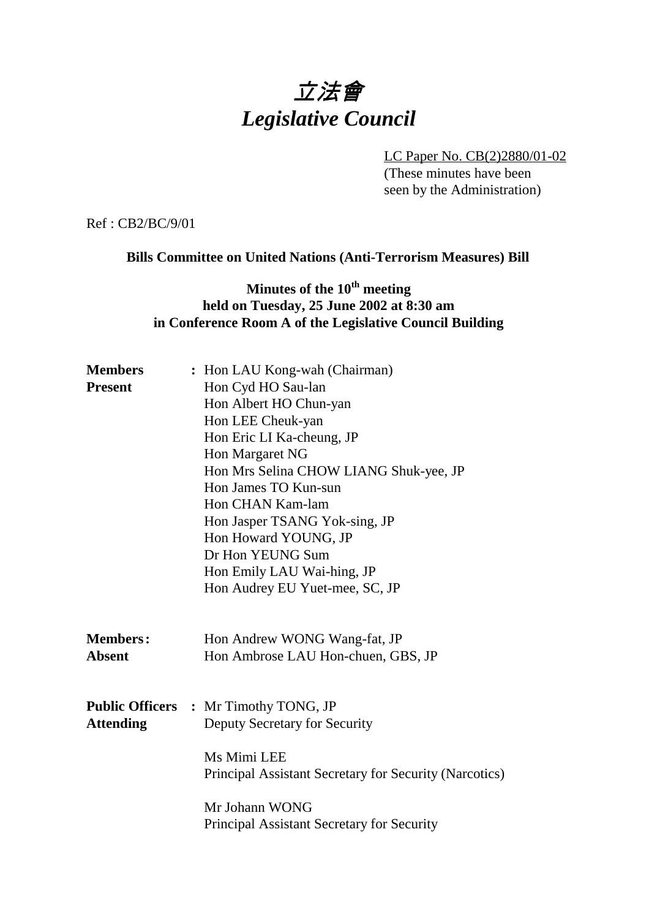# *立法會*
# *Legislative Council*

LC Paper No. CB(2)2880/01-02
(These minutes have been seen by the Administration)

Ref : CB2/BC/9/01

**Bills Committee on United Nations (Anti-Terrorism Measures) Bill**

**Minutes of the 10th meeting held on Tuesday, 25 June 2002 at 8:30 am in Conference Room A of the Legislative Council Building**

| | | |
|---|---|---|
| **Members Present** | **:** | Hon LAU Kong-wah (Chairman)<br>Hon Cyd HO Sau-lan<br>Hon Albert HO Chun-yan<br>Hon LEE Cheuk-yan<br>Hon Eric LI Ka-cheung, JP<br>Hon Margaret NG<br>Hon Mrs Selina CHOW LIANG Shuk-yee, JP<br>Hon James TO Kun-sun<br>Hon CHAN Kam-lam<br>Hon Jasper TSANG Yok-sing, JP<br>Hon Howard YOUNG, JP<br>Dr Hon YEUNG Sum<br>Hon Emily LAU Wai-hing, JP<br>Hon Audrey EU Yuet-mee, SC, JP |
| **Members Absent** | **:** | Hon Andrew WONG Wang-fat, JP<br>Hon Ambrose LAU Hon-chuen, GBS, JP |
| **Public Officers Attending** | **:** | Mr Timothy TONG, JP<br>Deputy Secretary for Security<br><br>Ms Mimi LEE<br>Principal Assistant Secretary for Security (Narcotics)<br><br>Mr Johann WONG<br>Principal Assistant Secretary for Security |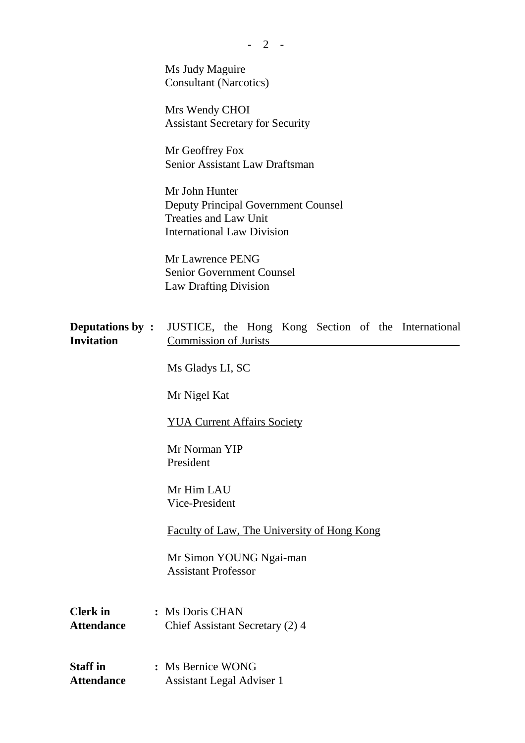Ms Judy Maguire
Consultant (Narcotics)

Mrs Wendy CHOI
Assistant Secretary for Security

Mr Geoffrey Fox
Senior Assistant Law Draftsman

Mr John Hunter
Deputy Principal Government Counsel
Treaties and Law Unit
International Law Division

Mr Lawrence PENG
Senior Government Counsel
Law Drafting Division

**Deputations by Invitation :** JUSTICE, the Hong Kong Section of the International Commission of Jurists

Ms Gladys LI, SC

Mr Nigel Kat

YUA Current Affairs Society

Mr Norman YIP
President

Mr Him LAU
Vice-President

Faculty of Law, The University of Hong Kong

Mr Simon YOUNG Ngai-man
Assistant Professor

**Clerk in Attendance :** Ms Doris CHAN
Chief Assistant Secretary (2) 4

**Staff in Attendance :** Ms Bernice WONG
Assistant Legal Adviser 1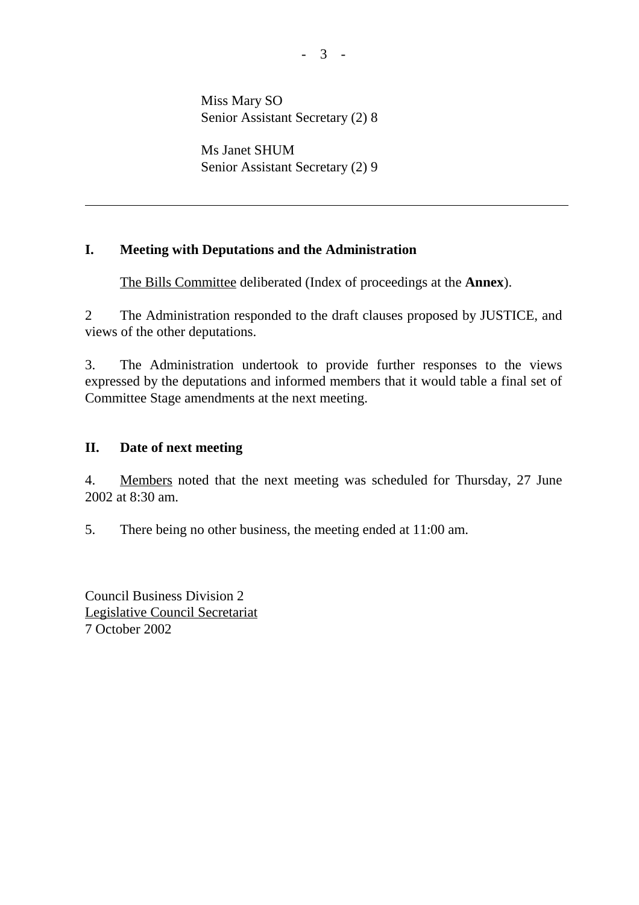Miss Mary SO
Senior Assistant Secretary (2) 8

Ms Janet SHUM
Senior Assistant Secretary (2) 9

---

## I. Meeting with Deputations and the Administration

The Bills Committee deliberated (Index of proceedings at the **Annex**).

2 The Administration responded to the draft clauses proposed by JUSTICE, and views of the other deputations.

3. The Administration undertook to provide further responses to the views expressed by the deputations and informed members that it would table a final set of Committee Stage amendments at the next meeting.

## II. Date of next meeting

4. Members noted that the next meeting was scheduled for Thursday, 27 June 2002 at 8:30 am.

5. There being no other business, the meeting ended at 11:00 am.

Council Business Division 2
Legislative Council Secretariat
7 October 2002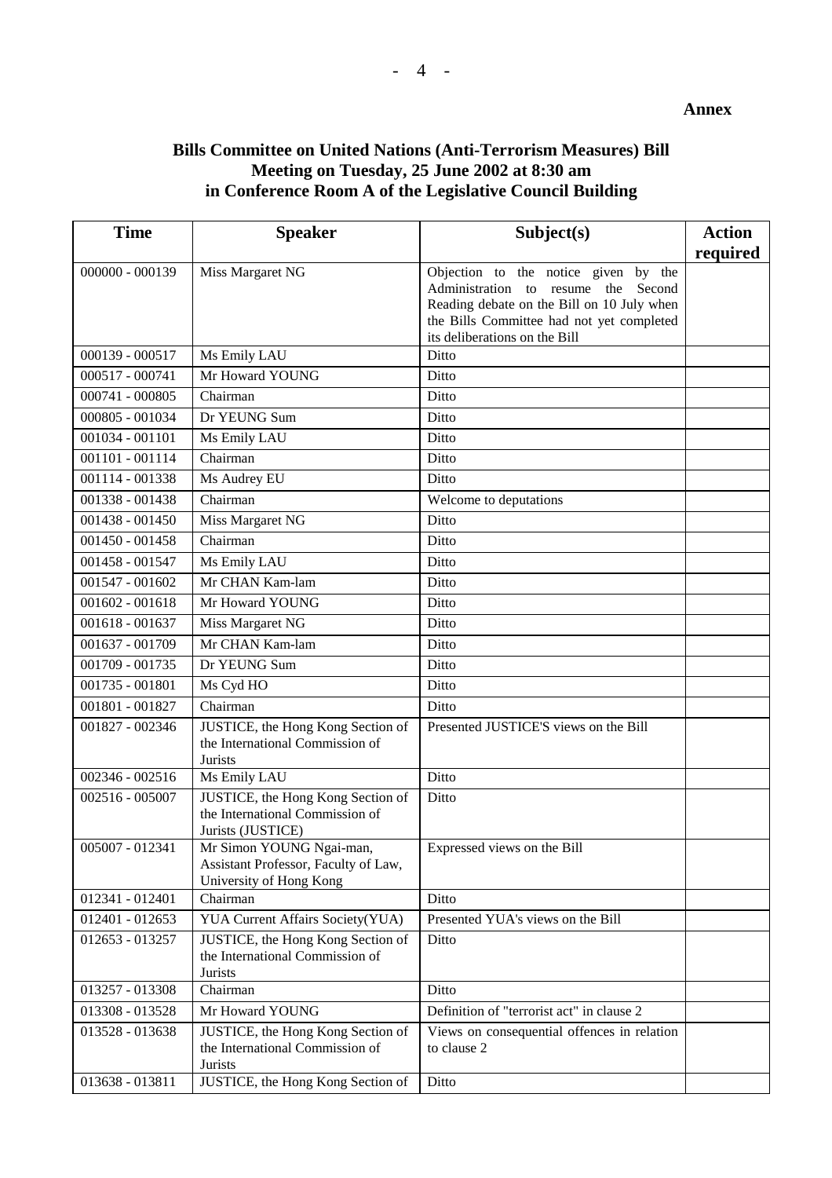**Annex**

## Bills Committee on United Nations (Anti-Terrorism Measures) Bill
## Meeting on Tuesday, 25 June 2002 at 8:30 am
## in Conference Room A of the Legislative Council Building

| Time | Speaker | Subject(s) | Action required |
|---|---|---|---|
| 000000 - 000139 | Miss Margaret NG | Objection to the notice given by the Administration to resume the Second Reading debate on the Bill on 10 July when the Bills Committee had not yet completed its deliberations on the Bill | |
| 000139 - 000517 | Ms Emily LAU | Ditto | |
| 000517 - 000741 | Mr Howard YOUNG | Ditto | |
| 000741 - 000805 | Chairman | Ditto | |
| 000805 - 001034 | Dr YEUNG Sum | Ditto | |
| 001034 - 001101 | Ms Emily LAU | Ditto | |
| 001101 - 001114 | Chairman | Ditto | |
| 001114 - 001338 | Ms Audrey EU | Ditto | |
| 001338 - 001438 | Chairman | Welcome to deputations | |
| 001438 - 001450 | Miss Margaret NG | Ditto | |
| 001450 - 001458 | Chairman | Ditto | |
| 001458 - 001547 | Ms Emily LAU | Ditto | |
| 001547 - 001602 | Mr CHAN Kam-lam | Ditto | |
| 001602 - 001618 | Mr Howard YOUNG | Ditto | |
| 001618 - 001637 | Miss Margaret NG | Ditto | |
| 001637 - 001709 | Mr CHAN Kam-lam | Ditto | |
| 001709 - 001735 | Dr YEUNG Sum | Ditto | |
| 001735 - 001801 | Ms Cyd HO | Ditto | |
| 001801 - 001827 | Chairman | Ditto | |
| 001827 - 002346 | JUSTICE, the Hong Kong Section of the International Commission of Jurists | Presented JUSTICE'S views on the Bill | |
| 002346 - 002516 | Ms Emily LAU | Ditto | |
| 002516 - 005007 | JUSTICE, the Hong Kong Section of the International Commission of Jurists (JUSTICE) | Ditto | |
| 005007 - 012341 | Mr Simon YOUNG Ngai-man, Assistant Professor, Faculty of Law, University of Hong Kong | Expressed views on the Bill | |
| 012341 - 012401 | Chairman | Ditto | |
| 012401 - 012653 | YUA Current Affairs Society(YUA) | Presented YUA's views on the Bill | |
| 012653 - 013257 | JUSTICE, the Hong Kong Section of the International Commission of Jurists | Ditto | |
| 013257 - 013308 | Chairman | Ditto | |
| 013308 - 013528 | Mr Howard YOUNG | Definition of "terrorist act" in clause 2 | |
| 013528 - 013638 | JUSTICE, the Hong Kong Section of the International Commission of Jurists | Views on consequential offences in relation to clause 2 | |
| 013638 - 013811 | JUSTICE, the Hong Kong Section of | Ditto | |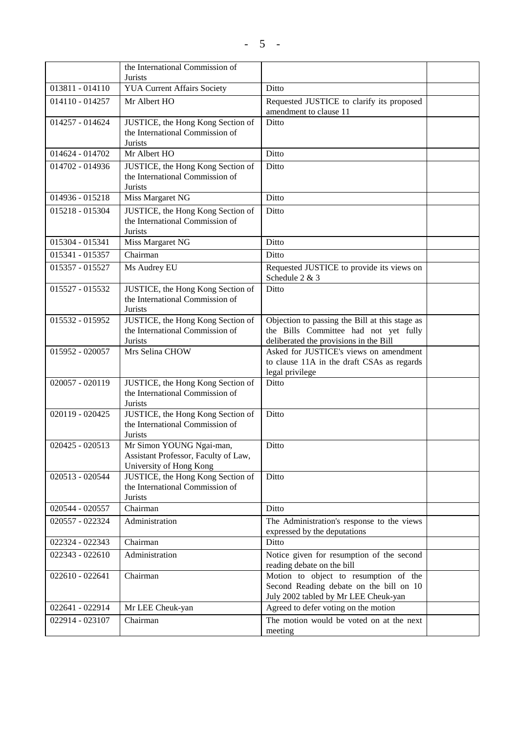| | | | |
|---|---|---|---|
| | the International Commission of Jurists | | |
| 013811 - 014110 | YUA Current Affairs Society | Ditto | |
| 014110 - 014257 | Mr Albert HO | Requested JUSTICE to clarify its proposed amendment to clause 11 | |
| 014257 - 014624 | JUSTICE, the Hong Kong Section of the International Commission of Jurists | Ditto | |
| 014624 - 014702 | Mr Albert HO | Ditto | |
| 014702 - 014936 | JUSTICE, the Hong Kong Section of the International Commission of Jurists | Ditto | |
| 014936 - 015218 | Miss Margaret NG | Ditto | |
| 015218 - 015304 | JUSTICE, the Hong Kong Section of the International Commission of Jurists | Ditto | |
| 015304 - 015341 | Miss Margaret NG | Ditto | |
| 015341 - 015357 | Chairman | Ditto | |
| 015357 - 015527 | Ms Audrey EU | Requested JUSTICE to provide its views on Schedule 2 & 3 | |
| 015527 - 015532 | JUSTICE, the Hong Kong Section of the International Commission of Jurists | Ditto | |
| 015532 - 015952 | JUSTICE, the Hong Kong Section of the International Commission of Jurists | Objection to passing the Bill at this stage as the Bills Committee had not yet fully deliberated the provisions in the Bill | |
| 015952 - 020057 | Mrs Selina CHOW | Asked for JUSTICE's views on amendment to clause 11A in the draft CSAs as regards legal privilege | |
| 020057 - 020119 | JUSTICE, the Hong Kong Section of the International Commission of Jurists | Ditto | |
| 020119 - 020425 | JUSTICE, the Hong Kong Section of the International Commission of Jurists | Ditto | |
| 020425 - 020513 | Mr Simon YOUNG Ngai-man, Assistant Professor, Faculty of Law, University of Hong Kong | Ditto | |
| 020513 - 020544 | JUSTICE, the Hong Kong Section of the International Commission of Jurists | Ditto | |
| 020544 - 020557 | Chairman | Ditto | |
| 020557 - 022324 | Administration | The Administration's response to the views expressed by the deputations | |
| 022324 - 022343 | Chairman | Ditto | |
| 022343 - 022610 | Administration | Notice given for resumption of the second reading debate on the bill | |
| 022610 - 022641 | Chairman | Motion to object to resumption of the Second Reading debate on the bill on 10 July 2002 tabled by Mr LEE Cheuk-yan | |
| 022641 - 022914 | Mr LEE Cheuk-yan | Agreed to defer voting on the motion | |
| 022914 - 023107 | Chairman | The motion would be voted on at the next meeting | |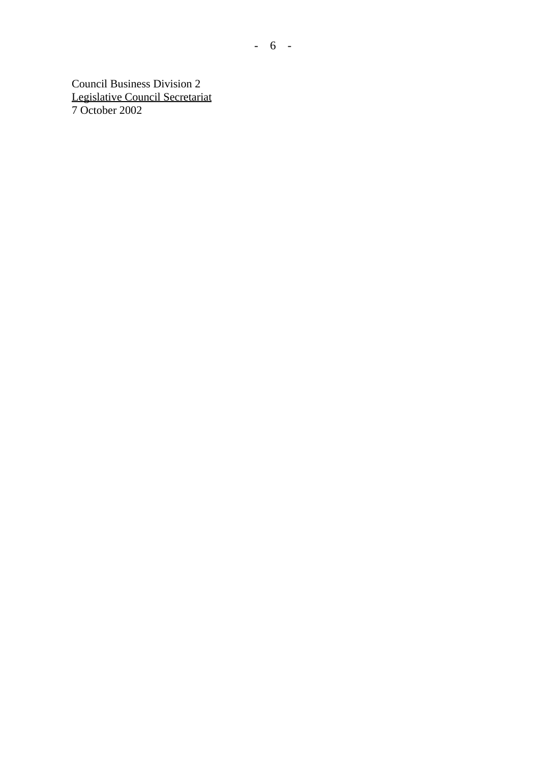Council Business Division 2
<u>Legislative Council Secretariat</u>
7 October 2002